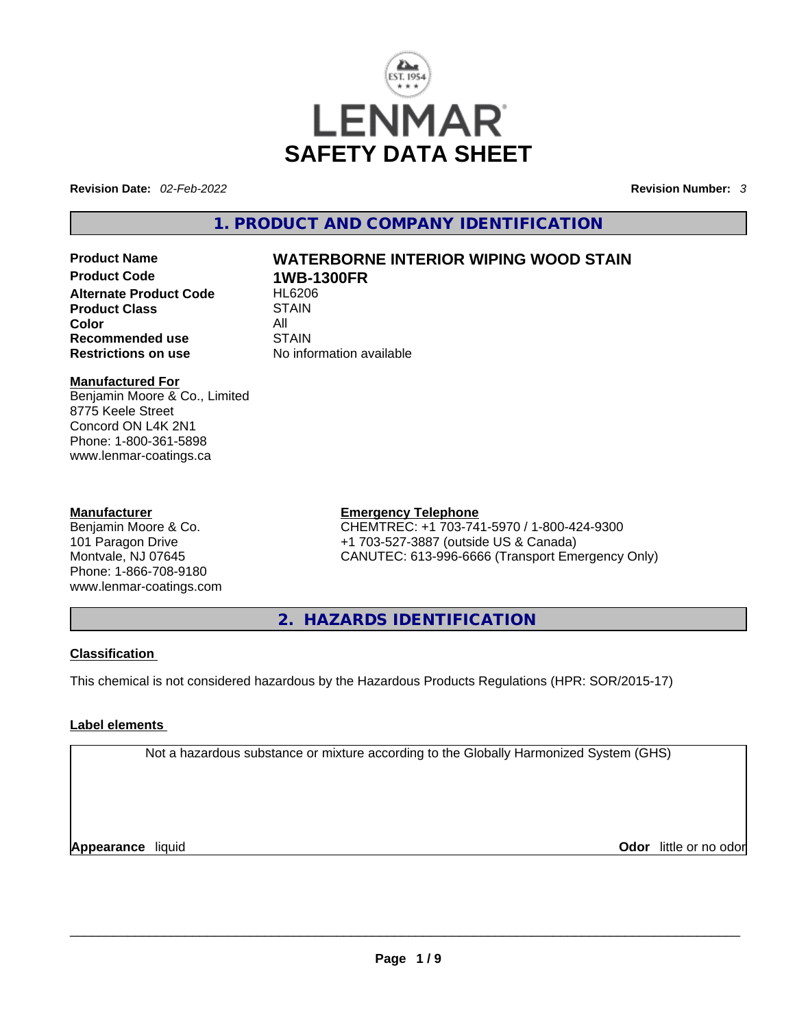LENMAR

# SAFETY DATA SHEET

**Revision Date:** *02-Feb-2022* **Revision Number:** *3*

## 1. PRODUCT AND COMPANY IDENTIFICATION

| | |
|---|---|
| **Product Name** | **WATERBORNE INTERIOR WIPING WOOD STAIN** |
| **Product Code** | **1WB-1300FR** |
| **Alternate Product Code** | HL6206 |
| **Product Class** | STAIN |
| **Color** | All |
| **Recommended use** | STAIN |
| **Restrictions on use** | No information available |

**Manufactured For**
Benjamin Moore & Co., Limited
8775 Keele Street
Concord ON L4K 2N1
Phone: 1-800-361-5898
www.lenmar-coatings.ca

**Manufacturer**
Benjamin Moore & Co.
101 Paragon Drive
Montvale, NJ 07645
Phone: 1-866-708-9180
www.lenmar-coatings.com

**Emergency Telephone**
CHEMTREC: +1 703-741-5970 / 1-800-424-9300
+1 703-527-3887 (outside US & Canada)
CANUTEC: 613-996-6666 (Transport Emergency Only)

## 2. HAZARDS IDENTIFICATION

**Classification**

This chemical is not considered hazardous by the Hazardous Products Regulations (HPR: SOR/2015-17)

**Label elements**

Not a hazardous substance or mixture according to the Globally Harmonized System (GHS)

**Appearance** liquid **Odor** little or no odor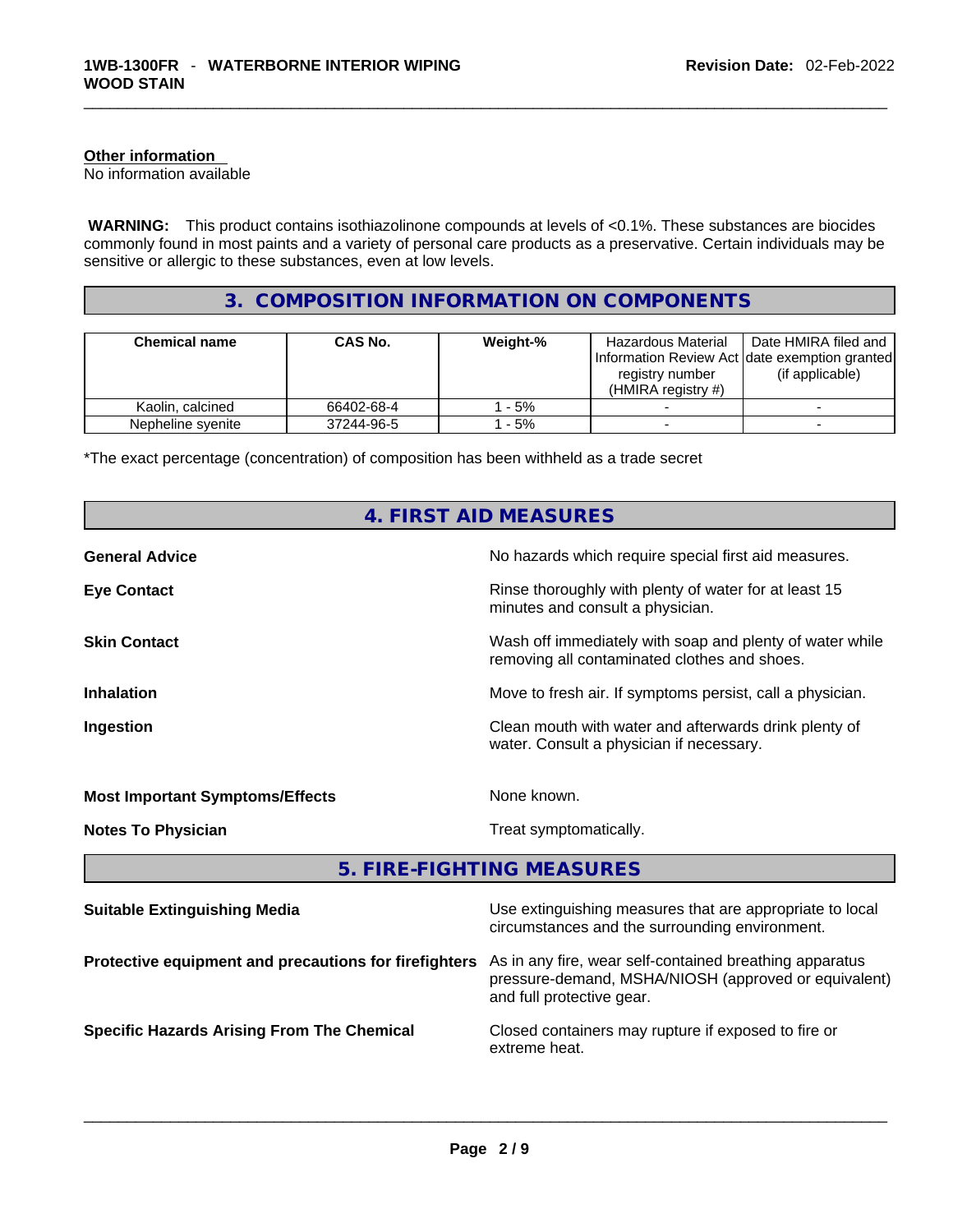**Other information**
No information available

**WARNING:** This product contains isothiazolinone compounds at levels of <0.1%. These substances are biocides commonly found in most paints and a variety of personal care products as a preservative. Certain individuals may be sensitive or allergic to these substances, even at low levels.

## 3. COMPOSITION INFORMATION ON COMPONENTS

| Chemical name | CAS No. | Weight-% | Hazardous Material Information Review Act registry number (HMIRA registry #) | Date HMIRA filed and date exemption granted (if applicable) |
|---|---|---|---|---|
| Kaolin, calcined | 66402-68-4 | 1 - 5% | - | - |
| Nepheline syenite | 37244-96-5 | 1 - 5% | - | - |

*The exact percentage (concentration) of composition has been withheld as a trade secret

## 4. FIRST AID MEASURES

**General Advice** No hazards which require special first aid measures.

**Eye Contact** Rinse thoroughly with plenty of water for at least 15 minutes and consult a physician.

**Skin Contact** Wash off immediately with soap and plenty of water while removing all contaminated clothes and shoes.

**Inhalation** Move to fresh air. If symptoms persist, call a physician.

**Ingestion** Clean mouth with water and afterwards drink plenty of water. Consult a physician if necessary.

**Most Important Symptoms/Effects** None known.

**Notes To Physician** Treat symptomatically.

## 5. FIRE-FIGHTING MEASURES

**Suitable Extinguishing Media** Use extinguishing measures that are appropriate to local circumstances and the surrounding environment.

**Protective equipment and precautions for firefighters** As in any fire, wear self-contained breathing apparatus pressure-demand, MSHA/NIOSH (approved or equivalent) and full protective gear.

**Specific Hazards Arising From The Chemical** Closed containers may rupture if exposed to fire or extreme heat.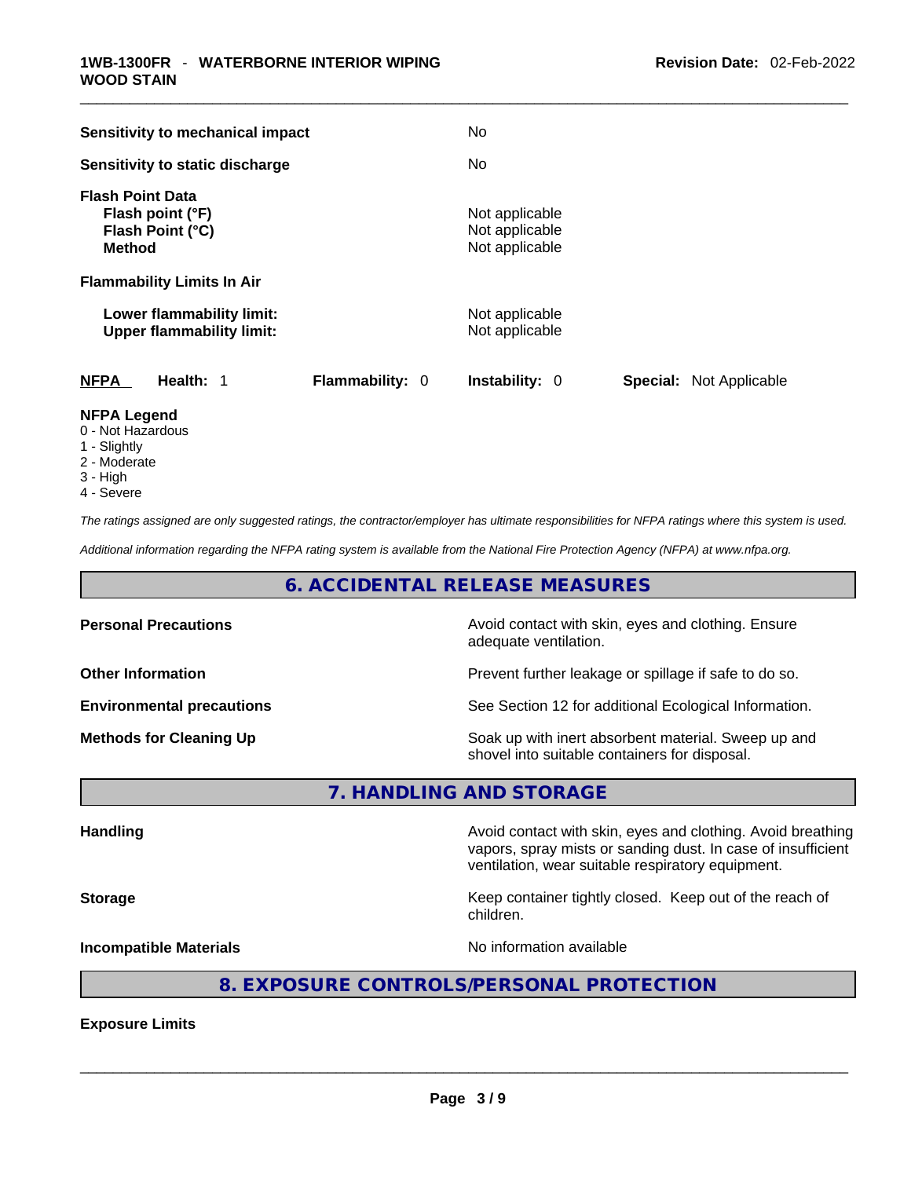| | |
|---|---|
| **Sensitivity to mechanical impact** | No |
| **Sensitivity to static discharge** | No |

**Flash Point Data**

| | |
|---|---|
| **Flash point (°F)** | Not applicable |
| **Flash Point (°C)** | Not applicable |
| **Method** | Not applicable |

**Flammability Limits In Air**

| | |
|---|---|
| **Lower flammability limit:** | Not applicable |
| **Upper flammability limit:** | Not applicable |

| **NFPA** | **Health:** 1 | **Flammability:** 0 | **Instability:** 0 | **Special:** Not Applicable |
|---|---|---|---|---|

**NFPA Legend**
0 - Not Hazardous
1 - Slightly
2 - Moderate
3 - High
4 - Severe

*The ratings assigned are only suggested ratings, the contractor/employer has ultimate responsibilities for NFPA ratings where this system is used.*

*Additional information regarding the NFPA rating system is available from the National Fire Protection Agency (NFPA) at www.nfpa.org.*

## 6. ACCIDENTAL RELEASE MEASURES

| | |
|---|---|
| **Personal Precautions** | Avoid contact with skin, eyes and clothing. Ensure adequate ventilation. |
| **Other Information** | Prevent further leakage or spillage if safe to do so. |
| **Environmental precautions** | See Section 12 for additional Ecological Information. |
| **Methods for Cleaning Up** | Soak up with inert absorbent material. Sweep up and shovel into suitable containers for disposal. |

## 7. HANDLING AND STORAGE

| | |
|---|---|
| **Handling** | Avoid contact with skin, eyes and clothing. Avoid breathing vapors, spray mists or sanding dust. In case of insufficient ventilation, wear suitable respiratory equipment. |
| **Storage** | Keep container tightly closed. Keep out of the reach of children. |
| **Incompatible Materials** | No information available |

## 8. EXPOSURE CONTROLS/PERSONAL PROTECTION

**Exposure Limits**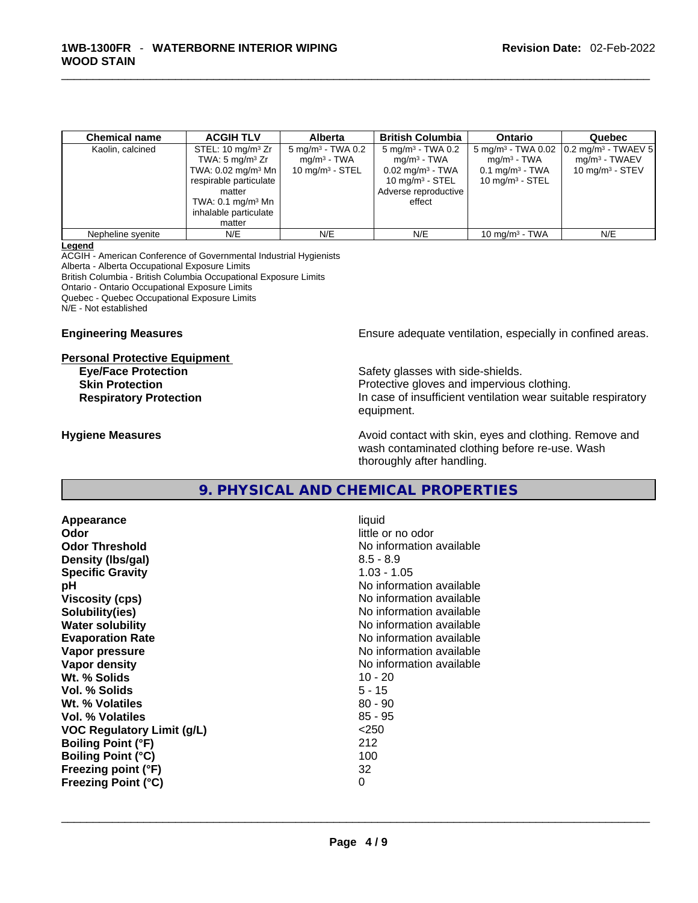| Chemical name | ACGIH TLV | Alberta | British Columbia | Ontario | Quebec |
|---|---|---|---|---|---|
| Kaolin, calcined | STEL: 10 mg/m³ Zr<br>TWA: 5 mg/m³ Zr<br>TWA: 0.02 mg/m³ Mn respirable particulate matter<br>TWA: 0.1 mg/m³ Mn inhalable particulate matter | 5 mg/m³ - TWA 0.2 mg/m³ - TWA<br>10 mg/m³ - STEL | 5 mg/m³ - TWA 0.2 mg/m³ - TWA<br>0.02 mg/m³ - TWA<br>10 mg/m³ - STEL<br>Adverse reproductive effect | 5 mg/m³ - TWA 0.02 mg/m³ - TWA<br>0.1 mg/m³ - TWA<br>10 mg/m³ - STEL | 0.2 mg/m³ - TWAEV 5 mg/m³ - TWAEV<br>10 mg/m³ - STEV |
| Nepheline syenite | N/E | N/E | N/E | 10 mg/m³ - TWA | N/E |

**Legend**
ACGIH - American Conference of Governmental Industrial Hygienists
Alberta - Alberta Occupational Exposure Limits
British Columbia - British Columbia Occupational Exposure Limits
Ontario - Ontario Occupational Exposure Limits
Quebec - Quebec Occupational Exposure Limits
N/E - Not established

**Engineering Measures** Ensure adequate ventilation, especially in confined areas.

**Personal Protective Equipment**

**Eye/Face Protection** Safety glasses with side-shields.

**Skin Protection** Protective gloves and impervious clothing.

**Respiratory Protection** In case of insufficient ventilation wear suitable respiratory equipment.

**Hygiene Measures** Avoid contact with skin, eyes and clothing. Remove and wash contaminated clothing before re-use. Wash thoroughly after handling.

## 9. PHYSICAL AND CHEMICAL PROPERTIES

| | |
|---|---|
| **Appearance** | liquid |
| **Odor** | little or no odor |
| **Odor Threshold** | No information available |
| **Density (lbs/gal)** | 8.5 - 8.9 |
| **Specific Gravity** | 1.03 - 1.05 |
| **pH** | No information available |
| **Viscosity (cps)** | No information available |
| **Solubility(ies)** | No information available |
| **Water solubility** | No information available |
| **Evaporation Rate** | No information available |
| **Vapor pressure** | No information available |
| **Vapor density** | No information available |
| **Wt. % Solids** | 10 - 20 |
| **Vol. % Solids** | 5 - 15 |
| **Wt. % Volatiles** | 80 - 90 |
| **Vol. % Volatiles** | 85 - 95 |
| **VOC Regulatory Limit (g/L)** | <250 |
| **Boiling Point (°F)** | 212 |
| **Boiling Point (°C)** | 100 |
| **Freezing point (°F)** | 32 |
| **Freezing Point (°C)** | 0 |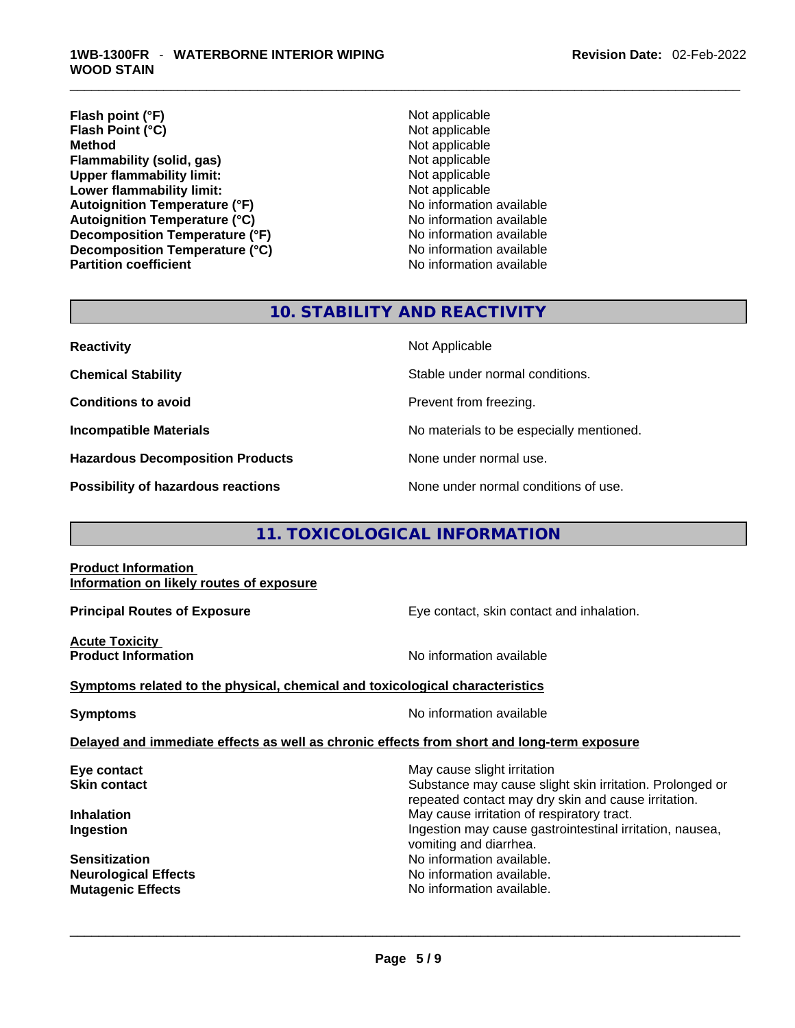| | |
|---|---|
| **Flash point (°F)** | Not applicable |
| **Flash Point (°C)** | Not applicable |
| **Method** | Not applicable |
| **Flammability (solid, gas)** | Not applicable |
| **Upper flammability limit:** | Not applicable |
| **Lower flammability limit:** | Not applicable |
| **Autoignition Temperature (°F)** | No information available |
| **Autoignition Temperature (°C)** | No information available |
| **Decomposition Temperature (°F)** | No information available |
| **Decomposition Temperature (°C)** | No information available |
| **Partition coefficient** | No information available |

## 10. STABILITY AND REACTIVITY

| | |
|---|---|
| **Reactivity** | Not Applicable |
| **Chemical Stability** | Stable under normal conditions. |
| **Conditions to avoid** | Prevent from freezing. |
| **Incompatible Materials** | No materials to be especially mentioned. |
| **Hazardous Decomposition Products** | None under normal use. |
| **Possibility of hazardous reactions** | None under normal conditions of use. |

## 11. TOXICOLOGICAL INFORMATION

**Product Information**
**Information on likely routes of exposure**

**Principal Routes of Exposure** — Eye contact, skin contact and inhalation.

**Acute Toxicity**
**Product Information** — No information available

**Symptoms related to the physical, chemical and toxicological characteristics**

**Symptoms** — No information available

**Delayed and immediate effects as well as chronic effects from short and long-term exposure**

| | |
|---|---|
| **Eye contact** | May cause slight irritation |
| **Skin contact** | Substance may cause slight skin irritation. Prolonged or repeated contact may dry skin and cause irritation. |
| **Inhalation** | May cause irritation of respiratory tract. |
| **Ingestion** | Ingestion may cause gastrointestinal irritation, nausea, vomiting and diarrhea. |
| **Sensitization** | No information available. |
| **Neurological Effects** | No information available. |
| **Mutagenic Effects** | No information available. |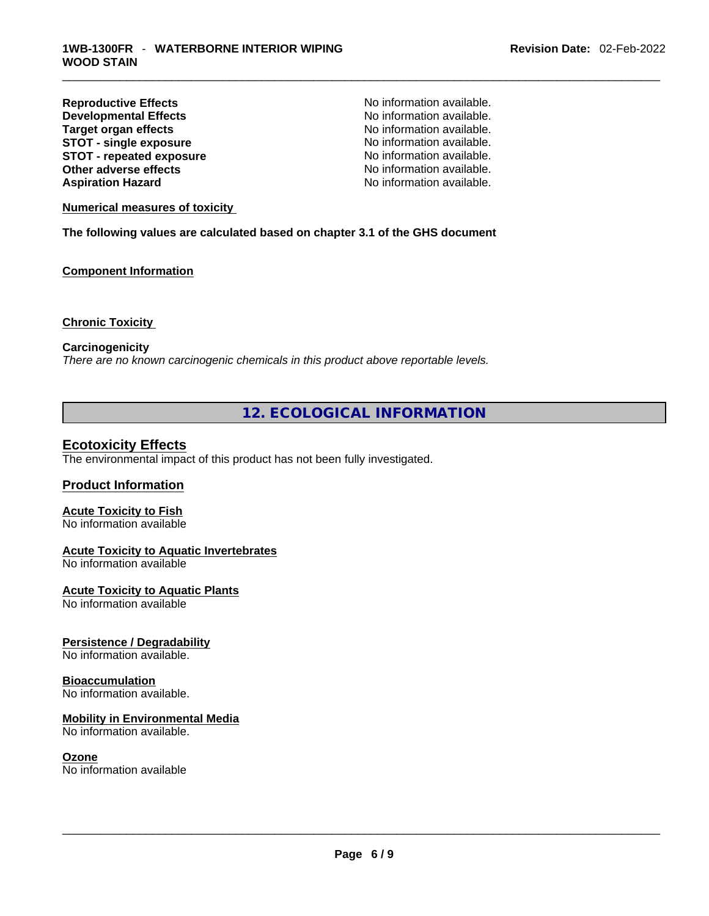| | |
|---|---|
| **Reproductive Effects** | No information available. |
| **Developmental Effects** | No information available. |
| **Target organ effects** | No information available. |
| **STOT - single exposure** | No information available. |
| **STOT - repeated exposure** | No information available. |
| **Other adverse effects** | No information available. |
| **Aspiration Hazard** | No information available. |

**Numerical measures of toxicity**

**The following values are calculated based on chapter 3.1 of the GHS document**

**Component Information**

**Chronic Toxicity**

**Carcinogenicity**
*There are no known carcinogenic chemicals in this product above reportable levels.*

## 12. ECOLOGICAL INFORMATION

### Ecotoxicity Effects
The environmental impact of this product has not been fully investigated.

### Product Information

**Acute Toxicity to Fish**
No information available

**Acute Toxicity to Aquatic Invertebrates**
No information available

**Acute Toxicity to Aquatic Plants**
No information available

**Persistence / Degradability**
No information available.

**Bioaccumulation**
No information available.

**Mobility in Environmental Media**
No information available.

**Ozone**
No information available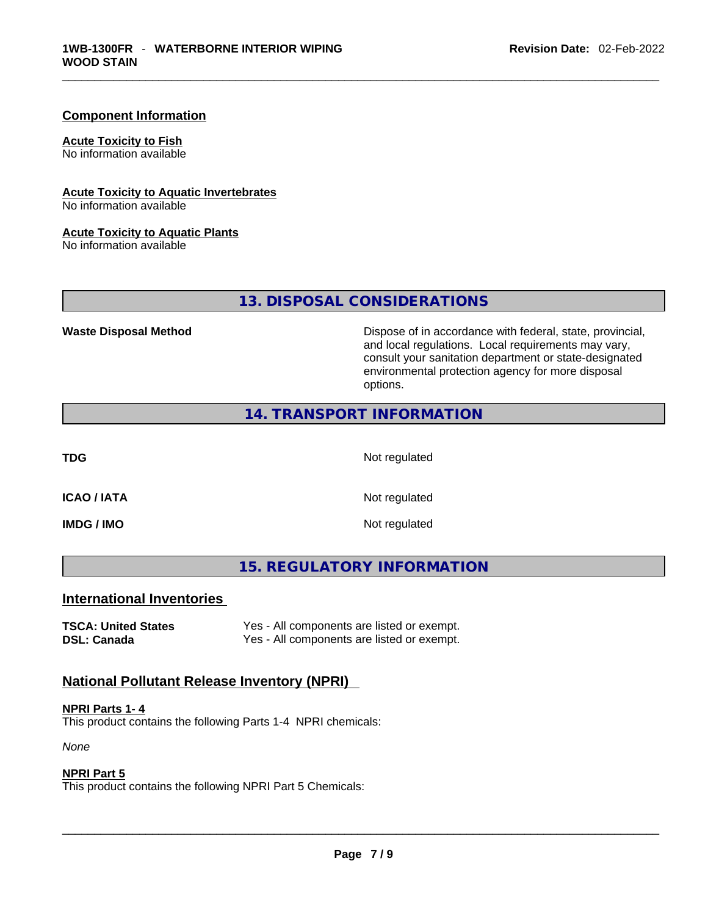## Component Information

**Acute Toxicity to Fish**
No information available

**Acute Toxicity to Aquatic Invertebrates**
No information available

**Acute Toxicity to Aquatic Plants**
No information available

## 13. DISPOSAL CONSIDERATIONS

| | |
|---|---|
| **Waste Disposal Method** | Dispose of in accordance with federal, state, provincial, and local regulations. Local requirements may vary, consult your sanitation department or state-designated environmental protection agency for more disposal options. |

## 14. TRANSPORT INFORMATION

| | |
|---|---|
| **TDG** | Not regulated |
| **ICAO / IATA** | Not regulated |
| **IMDG / IMO** | Not regulated |

## 15. REGULATORY INFORMATION

### International Inventories

| | |
|---|---|
| **TSCA: United States** | Yes - All components are listed or exempt. |
| **DSL: Canada** | Yes - All components are listed or exempt. |

### National Pollutant Release Inventory (NPRI)

**NPRI Parts 1- 4**
This product contains the following Parts 1-4 NPRI chemicals:

*None*

**NPRI Part 5**
This product contains the following NPRI Part 5 Chemicals: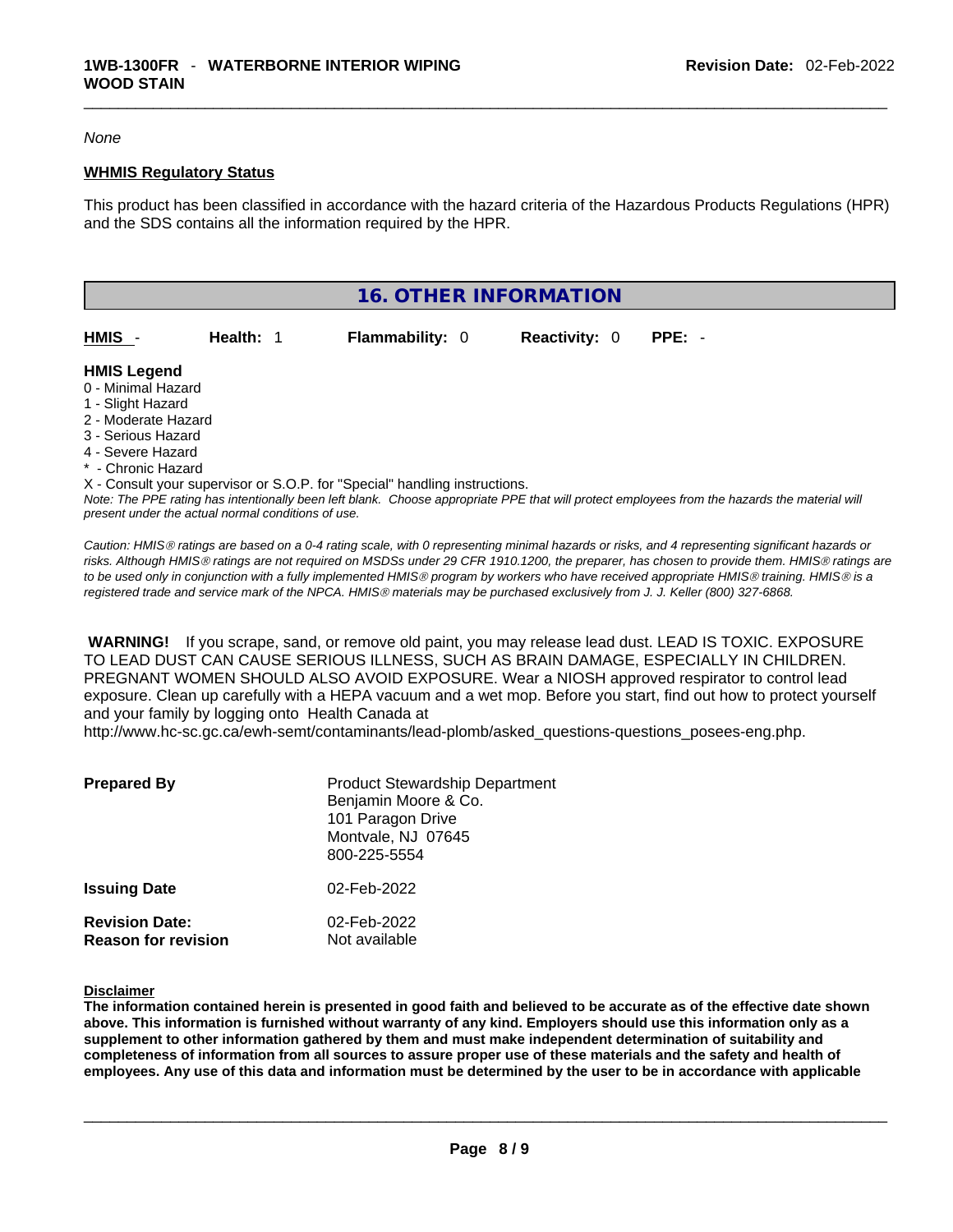*None*

**WHMIS Regulatory Status**

This product has been classified in accordance with the hazard criteria of the Hazardous Products Regulations (HPR) and the SDS contains all the information required by the HPR.

## 16. OTHER INFORMATION

| HMIS - | Health: 1 | Flammability: 0 | Reactivity: 0 | PPE: - |
|---|---|---|---|---|

**HMIS Legend**
0 - Minimal Hazard
1 - Slight Hazard
2 - Moderate Hazard
3 - Serious Hazard
4 - Severe Hazard
* - Chronic Hazard
X - Consult your supervisor or S.O.P. for "Special" handling instructions.

*Note: The PPE rating has intentionally been left blank. Choose appropriate PPE that will protect employees from the hazards the material will present under the actual normal conditions of use.*

*Caution: HMIS® ratings are based on a 0-4 rating scale, with 0 representing minimal hazards or risks, and 4 representing significant hazards or risks. Although HMIS® ratings are not required on MSDSs under 29 CFR 1910.1200, the preparer, has chosen to provide them. HMIS® ratings are to be used only in conjunction with a fully implemented HMIS® program by workers who have received appropriate HMIS® training. HMIS® is a registered trade and service mark of the NPCA. HMIS® materials may be purchased exclusively from J. J. Keller (800) 327-6868.*

**WARNING!** If you scrape, sand, or remove old paint, you may release lead dust. LEAD IS TOXIC. EXPOSURE TO LEAD DUST CAN CAUSE SERIOUS ILLNESS, SUCH AS BRAIN DAMAGE, ESPECIALLY IN CHILDREN. PREGNANT WOMEN SHOULD ALSO AVOID EXPOSURE. Wear a NIOSH approved respirator to control lead exposure. Clean up carefully with a HEPA vacuum and a wet mop. Before you start, find out how to protect yourself and your family by logging onto Health Canada at
http://www.hc-sc.gc.ca/ewh-semt/contaminants/lead-plomb/asked_questions-questions_posees-eng.php.

**Prepared By** Product Stewardship Department
Benjamin Moore & Co.
101 Paragon Drive
Montvale, NJ 07645
800-225-5554

**Issuing Date** 02-Feb-2022

**Revision Date:** 02-Feb-2022
**Reason for revision** Not available

**Disclaimer**

**The information contained herein is presented in good faith and believed to be accurate as of the effective date shown above. This information is furnished without warranty of any kind. Employers should use this information only as a supplement to other information gathered by them and must make independent determination of suitability and completeness of information from all sources to assure proper use of these materials and the safety and health of employees. Any use of this data and information must be determined by the user to be in accordance with applicable**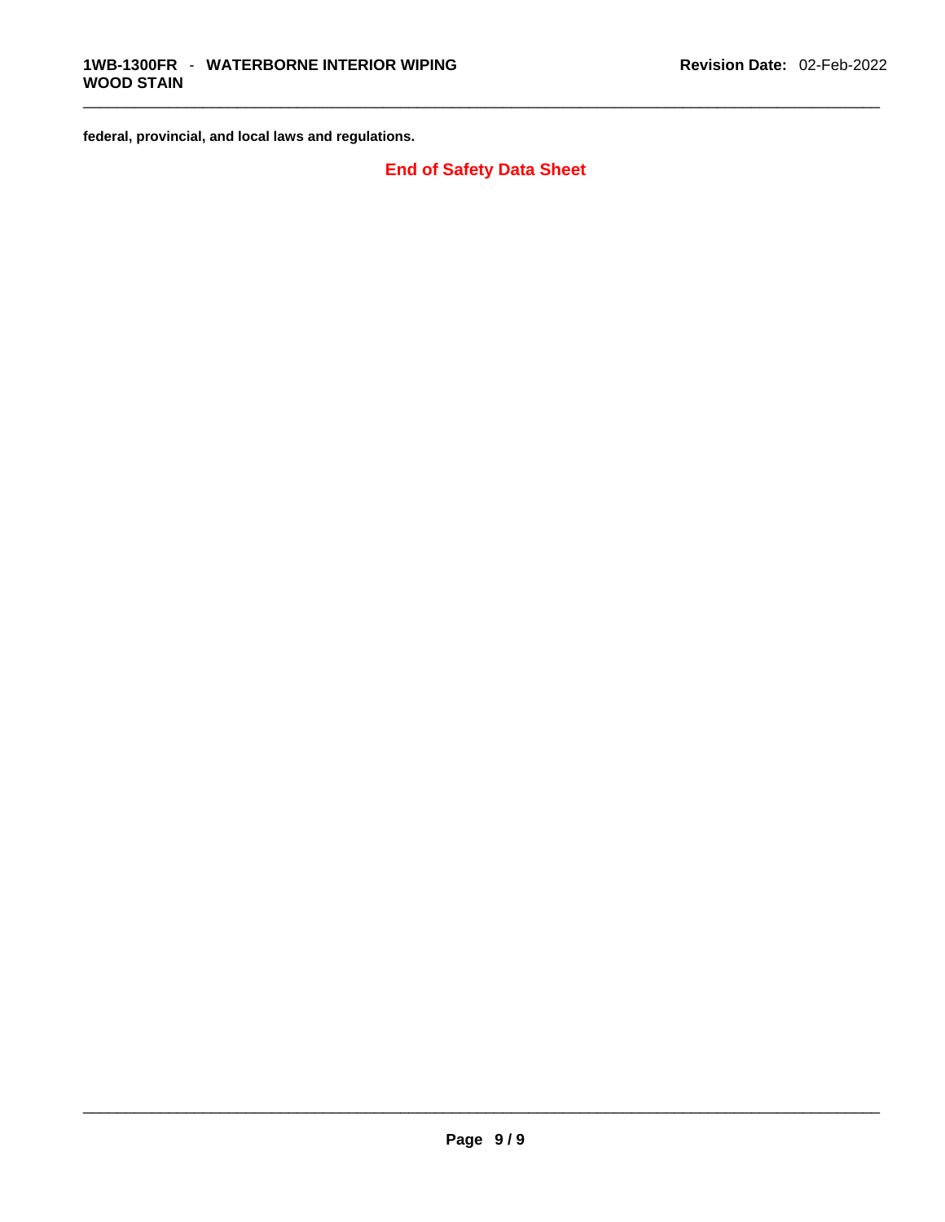**federal, provincial, and local laws and regulations.**

**End of Safety Data Sheet**